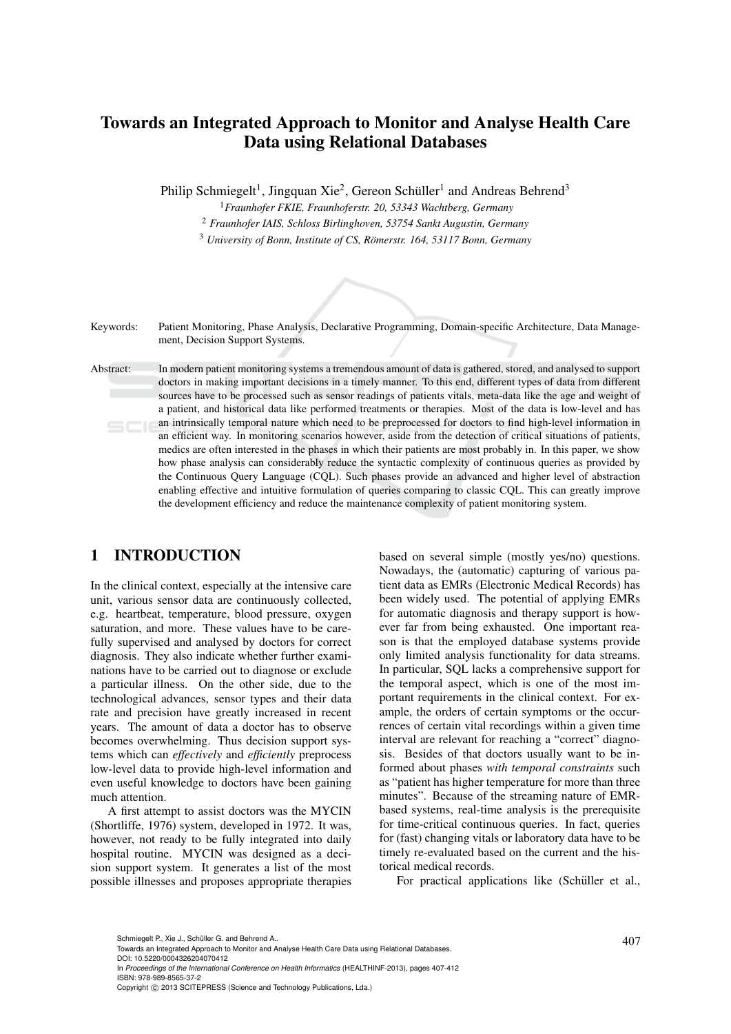# Towards an Integrated Approach to Monitor and Analyse Health Care Data using Relational Databases

Philip Schmiegelt[1], Jingquan Xie[2], Gereon Schüller[1] and Andreas Behrend[3]

[1] *Fraunhofer FKIE, Fraunhoferstr. 20, 53343 Wachtberg, Germany*

[2] *Fraunhofer IAIS, Schloss Birlinghoven, 53754 Sankt Augustin, Germany*

[3] *University of Bonn, Institute of CS, Römerstr. 164, 53117 Bonn, Germany*

Keywords: Patient Monitoring, Phase Analysis, Declarative Programming, Domain-specific Architecture, Data Management, Decision Support Systems.

Abstract: In modern patient monitoring systems a tremendous amount of data is gathered, stored, and analysed to support doctors in making important decisions in a timely manner. To this end, different types of data from different sources have to be processed such as sensor readings of patients vitals, meta-data like the age and weight of a patient, and historical data like performed treatments or therapies. Most of the data is low-level and has an intrinsically temporal nature which need to be preprocessed for doctors to find high-level information in an efficient way. In monitoring scenarios however, aside from the detection of critical situations of patients, medics are often interested in the phases in which their patients are most probably in. In this paper, we show how phase analysis can considerably reduce the syntactic complexity of continuous queries as provided by the Continuous Query Language (CQL). Such phases provide an advanced and higher level of abstraction enabling effective and intuitive formulation of queries comparing to classic CQL. This can greatly improve the development efficiency and reduce the maintenance complexity of patient monitoring system.

## 1 INTRODUCTION

In the clinical context, especially at the intensive care unit, various sensor data are continuously collected, e.g. heartbeat, temperature, blood pressure, oxygen saturation, and more. These values have to be carefully supervised and analysed by doctors for correct diagnosis. They also indicate whether further examinations have to be carried out to diagnose or exclude a particular illness. On the other side, due to the technological advances, sensor types and their data rate and precision have greatly increased in recent years. The amount of data a doctor has to observe becomes overwhelming. Thus decision support systems which can *effectively* and *efficiently* preprocess low-level data to provide high-level information and even useful knowledge to doctors have been gaining much attention.

A first attempt to assist doctors was the MYCIN (Shortliffe, 1976) system, developed in 1972. It was, however, not ready to be fully integrated into daily hospital routine. MYCIN was designed as a decision support system. It generates a list of the most possible illnesses and proposes appropriate therapies based on several simple (mostly yes/no) questions. Nowadays, the (automatic) capturing of various patient data as EMRs (Electronic Medical Records) has been widely used. The potential of applying EMRs for automatic diagnosis and therapy support is however far from being exhausted. One important reason is that the employed database systems provide only limited analysis functionality for data streams. In particular, SQL lacks a comprehensive support for the temporal aspect, which is one of the most important requirements in the clinical context. For example, the orders of certain symptoms or the occurrences of certain vital recordings within a given time interval are relevant for reaching a "correct" diagnosis. Besides of that doctors usually want to be informed about phases *with temporal constraints* such as "patient has higher temperature for more than three minutes". Because of the streaming nature of EMR-based systems, real-time analysis is the prerequisite for time-critical continuous queries. In fact, queries for (fast) changing vitals or laboratory data have to be timely re-evaluated based on the current and the historical medical records.

For practical applications like (Schüller et al.,

Schmiegelt P., Xie J., Schüller G. and Behrend A..
Towards an Integrated Approach to Monitor and Analyse Health Care Data using Relational Databases.
DOI: 10.5220/0004326204070412
In *Proceedings of the International Conference on Health Informatics* (HEALTHINF-2013), pages 407-412
ISBN: 978-989-8565-37-2
Copyright © 2013 SCITEPRESS (Science and Technology Publications, Lda.)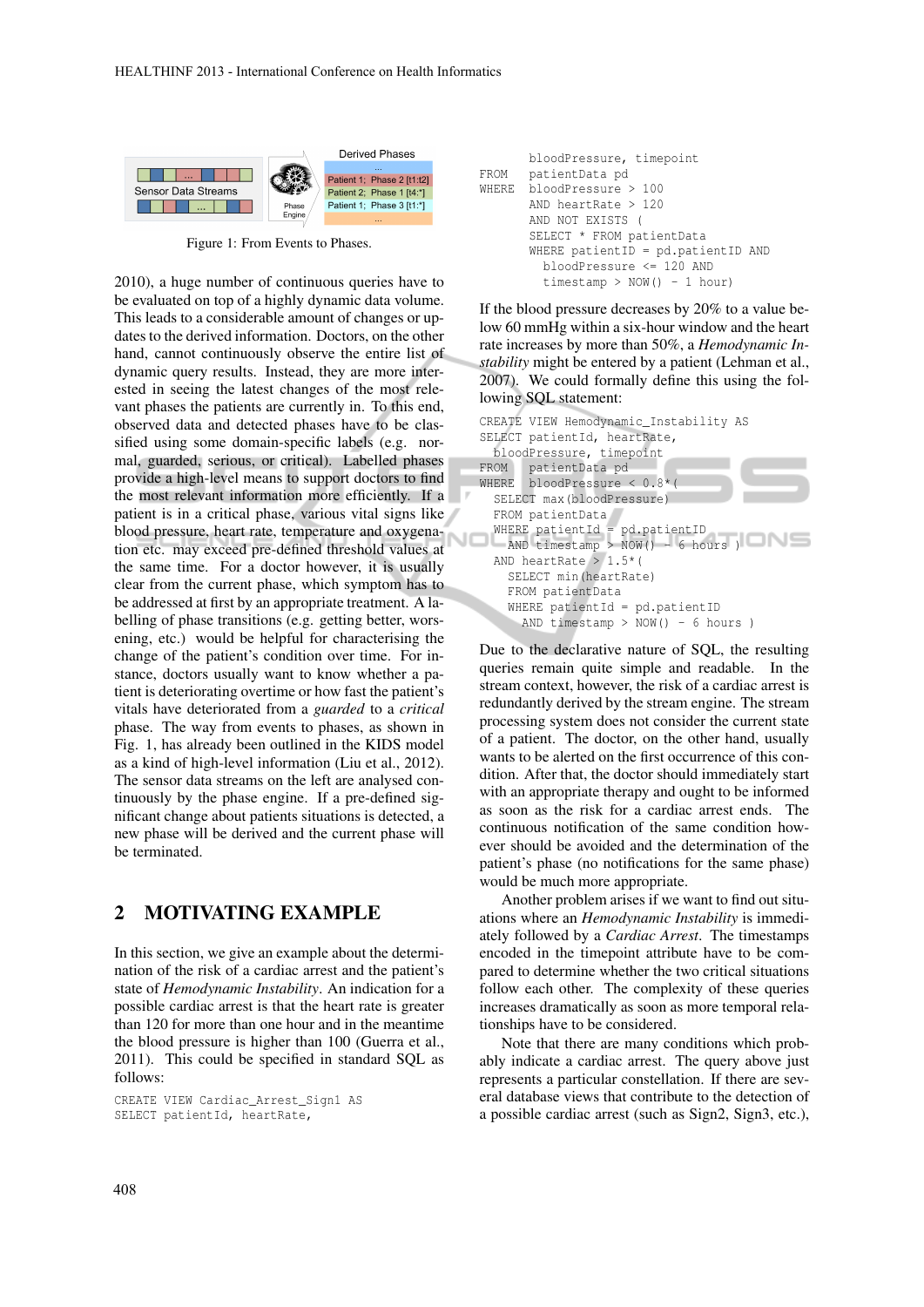Figure 1: From Events to Phases.

2010), a huge number of continuous queries have to be evaluated on top of a highly dynamic data volume. This leads to a considerable amount of changes or updates to the derived information. Doctors, on the other hand, cannot continuously observe the entire list of dynamic query results. Instead, they are more interested in seeing the latest changes of the most relevant phases the patients are currently in. To this end, observed data and detected phases have to be classified using some domain-specific labels (e.g. normal, guarded, serious, or critical). Labelled phases provide a high-level means to support doctors to find the most relevant information more efficiently. If a patient is in a critical phase, various vital signs like blood pressure, heart rate, temperature and oxygenation etc. may exceed pre-defined threshold values at the same time. For a doctor however, it is usually clear from the current phase, which symptom has to be addressed at first by an appropriate treatment. A labelling of phase transitions (e.g. getting better, worsening, etc.) would be helpful for characterising the change of the patient's condition over time. For instance, doctors usually want to know whether a patient is deteriorating overtime or how fast the patient's vitals have deteriorated from a *guarded* to a *critical* phase. The way from events to phases, as shown in Fig. 1, has already been outlined in the KIDS model as a kind of high-level information (Liu et al., 2012). The sensor data streams on the left are analysed continuously by the phase engine. If a pre-defined significant change about patients situations is detected, a new phase will be derived and the current phase will be terminated.

## 2 MOTIVATING EXAMPLE

In this section, we give an example about the determination of the risk of a cardiac arrest and the patient's state of *Hemodynamic Instability*. An indication for a possible cardiac arrest is that the heart rate is greater than 120 for more than one hour and in the meantime the blood pressure is higher than 100 (Guerra et al., 2011). This could be specified in standard SQL as follows:

```
CREATE VIEW Cardiac_Arrest_Sign1 AS
SELECT patientId, heartRate,
       bloodPressure, timepoint
FROM   patientData pd
WHERE  bloodPressure > 100
       AND heartRate > 120
       AND NOT EXISTS (
       SELECT * FROM patientData
       WHERE patientID = pd.patientID AND
         bloodPressure <= 120 AND
         timestamp > NOW() - 1 hour)
```

If the blood pressure decreases by 20% to a value below 60 mmHg within a six-hour window and the heart rate increases by more than 50%, a *Hemodynamic Instability* might be entered by a patient (Lehman et al., 2007). We could formally define this using the following SQL statement:

```
CREATE VIEW Hemodynamic_Instability AS
SELECT patientId, heartRate,
  bloodPressure, timepoint
FROM   patientData pd
WHERE  bloodPressure < 0.8*(
  SELECT max(bloodPressure)
  FROM patientData
  WHERE patientId = pd.patientID
    AND timestamp > NOW() - 6 hours )
  AND heartRate > 1.5*(
    SELECT min(heartRate)
    FROM patientData
    WHERE patientId = pd.patientID
      AND timestamp > NOW() - 6 hours )
```

Due to the declarative nature of SQL, the resulting queries remain quite simple and readable. In the stream context, however, the risk of a cardiac arrest is redundantly derived by the stream engine. The stream processing system does not consider the current state of a patient. The doctor, on the other hand, usually wants to be alerted on the first occurrence of this condition. After that, the doctor should immediately start with an appropriate therapy and ought to be informed as soon as the risk for a cardiac arrest ends. The continuous notification of the same condition however should be avoided and the determination of the patient's phase (no notifications for the same phase) would be much more appropriate.

Another problem arises if we want to find out situations where an *Hemodynamic Instability* is immediately followed by a *Cardiac Arrest*. The timestamps encoded in the timepoint attribute have to be compared to determine whether the two critical situations follow each other. The complexity of these queries increases dramatically as soon as more temporal relationships have to be considered.

Note that there are many conditions which probably indicate a cardiac arrest. The query above just represents a particular constellation. If there are several database views that contribute to the detection of a possible cardiac arrest (such as Sign2, Sign3, etc.),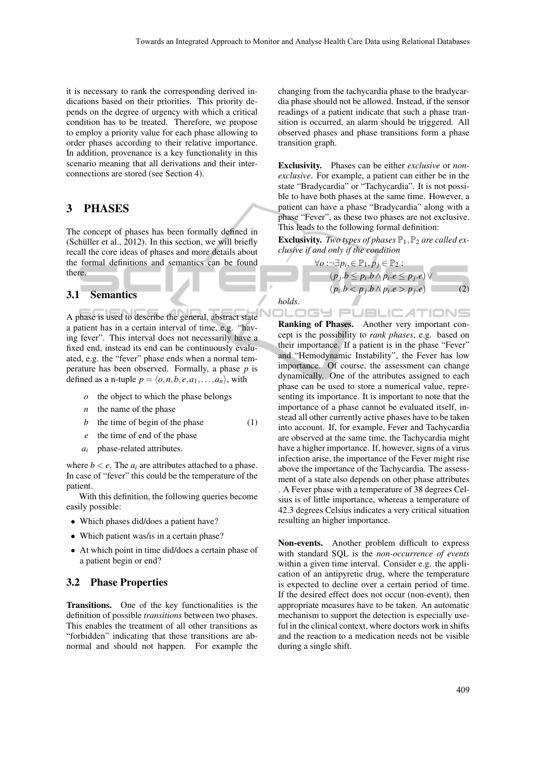it is necessary to rank the corresponding derived indications based on their priorities. This priority depends on the degree of urgency with which a critical condition has to be treated. Therefore, we propose to employ a priority value for each phase allowing to order phases according to their relative importance. In addition, provenance is a key functionality in this scenario meaning that all derivations and their interconnections are stored (see Section 4).

## 3 PHASES

The concept of phases has been formally defined in (Schüller et al., 2012). In this section, we will briefly recall the core ideas of phases and more details about the formal definitions and semantics can be found there.

### 3.1 Semantics

A phase is used to describe the general, abstract state a patient has in a certain interval of time, e.g. "having fever". This interval does not necessarily have a fixed end, instead its end can be continuously evaluated, e.g. the "fever" phase ends when a normal temperature has been observed. Formally, a phase $p$ is defined as a n-tuple $p = \langle o, n, b, e, a_1, \ldots, a_n \rangle$, with

$$
\begin{array}{ll}
o & \text{the object to which the phase belongs} \\
n & \text{the name of the phase} \\
b & \text{the time of begin of the phase} \\
e & \text{the time of end of the phase} \\
a_i & \text{phase-related attributes.}
\end{array}
\tag{1}
$$

where $b < e$. The $a_i$ are attributes attached to a phase. In case of "fever" this could be the temperature of the patient.

With this definition, the following queries become easily possible:

- Which phases did/does a patient have?
- Which patient was/is in a certain phase?
- At which point in time did/does a certain phase of a patient begin or end?

### 3.2 Phase Properties

**Transitions.** One of the key functionalities is the definition of possible *transitions* between two phases. This enables the treatment of all other transitions as "forbidden" indicating that these transitions are abnormal and should not happen. For example the changing from the tachycardia phase to the bradycardia phase should not be allowed. Instead, if the sensor readings of a patient indicate that such a phase transition is occurred, an alarm should be triggered. All observed phases and phase transitions form a phase transition graph.

**Exclusivity.** Phases can be either *exclusive* or *non-exclusive*. For example, a patient can either be in the state "Bradycardia" or "Tachycardia". It is not possible to have both phases at the same time. However, a patient can have a phase "Bradycardia" along with a phase "Fever", as these two phases are not exclusive. This leads to the following formal definition:

**Exclusivity.** *Two types of phases $\mathbb{P}_1, \mathbb{P}_2$ are called exclusive if and only if the condition*

$$
\begin{aligned}
\forall o : \neg\exists p_i, \in \mathbb{P}_1, p_j \in \mathbb{P}_2 : \\
(p_j.b \leq p_i.b \wedge p_i.e \leq p_j.e) \vee \\
(p_i.b < p_j.b \wedge p_i.e > p_j.e)
\end{aligned}
\tag{2}
$$

*holds.*

**Ranking of Phases.** Another very important concept is the possibility to *rank phases*, e.g. based on their importance. If a patient is in the phase "Fever" and "Hemodynamic Instability", the Fever has low importance. Of course, the assessment can change dynamically. One of the attributes assigned to each phase can be used to store a numerical value, representing its importance. It is important to note that the importance of a phase cannot be evaluated itself, instead all other currently active phases have to be taken into account. If, for example, Fever and Tachycardia are observed at the same time, the Tachycardia might have a higher importance. If, however, signs of a virus infection arise, the importance of the Fever might rise above the importance of the Tachycardia. The assessment of a state also depends on other phase attributes . A Fever phase with a temperature of 38 degrees Celsius is of little importance, whereas a temperature of 42.3 degrees Celsius indicates a very critical situation resulting an higher importance.

**Non-events.** Another problem difficult to express with standard SQL is the *non-occurrence of events* within a given time interval. Consider e.g. the application of an antipyretic drug, where the temperature is expected to decline over a certain period of time. If the desired effect does not occur (non-event), then appropriate measures have to be taken. An automatic mechanism to support the detection is especially useful in the clinical context, where doctors work in shifts and the reaction to a medication needs not be visible during a single shift.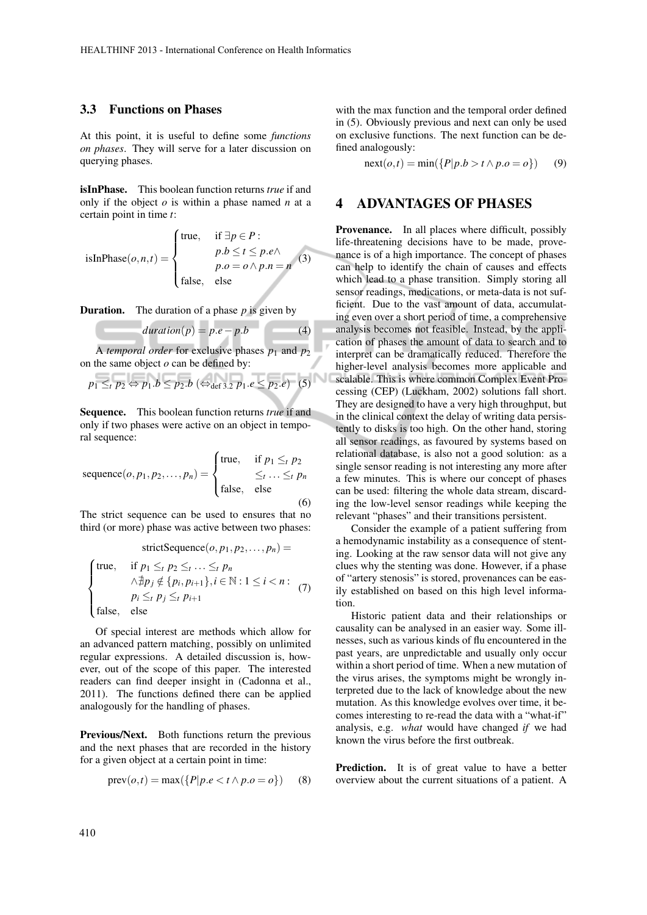### 3.3 Functions on Phases

At this point, it is useful to define some *functions on phases*. They will serve for a later discussion on querying phases.

**isInPhase.** This boolean function returns *true* if and only if the object $o$ is within a phase named $n$ at a certain point in time $t$:

$$\text{isInPhase}(o,n,t) = \begin{cases} \text{true}, & \text{if } \exists p \in P : \\ & p.b \leq t \leq p.e \wedge \\ & p.o = o \wedge p.n = n \\ \text{false}, & \text{else} \end{cases} \quad (3)$$

**Duration.** The duration of a phase $p$ is given by

$$duration(p) = p.e - p.b \quad (4)$$

A *temporal order* for exclusive phases $p_1$ and $p_2$ on the same object $o$ can be defined by:

$$p_1 \leq_t p_2 \Leftrightarrow p_1.b \leq p_2.b \ (\Leftrightarrow_{\text{def } 3.2} p_1.e \leq p_2.e) \quad (5)$$

**Sequence.** This boolean function returns *true* if and only if two phases were active on an object in temporal sequence:

$$\text{sequence}(o, p_1, p_2, \ldots, p_n) = \begin{cases} \text{true}, & \text{if } p_1 \leq_t p_2 \\ & \leq_t \ldots \leq_t p_n \\ \text{false}, & \text{else} \end{cases} \quad (6)$$

The strict sequence can be used to ensures that no third (or more) phase was active between two phases:

$$\text{strictSequence}(o, p_1, p_2, \ldots, p_n) =$$

$$\begin{cases} \text{true}, & \text{if } p_1 \leq_t p_2 \leq_t \ldots \leq_t p_n \\ & \wedge \nexists p_j \notin \{p_i, p_{i+1}\}, i \in \mathbb{N} : 1 \leq i < n : \\ & p_i \leq_t p_j \leq_t p_{i+1} \\ \text{false}, & \text{else} \end{cases} \quad (7)$$

Of special interest are methods which allow for an advanced pattern matching, possibly on unlimited regular expressions. A detailed discussion is, however, out of the scope of this paper. The interested readers can find deeper insight in (Cadonna et al., 2011). The functions defined there can be applied analogously for the handling of phases.

**Previous/Next.** Both functions return the previous and the next phases that are recorded in the history for a given object at a certain point in time:

$$\text{prev}(o,t) = \max(\{P | p.e < t \wedge p.o = o\}) \quad (8)$$

with the max function and the temporal order defined in (5). Obviously previous and next can only be used on exclusive functions. The next function can be defined analogously:

$$\text{next}(o,t) = \min(\{P | p.b > t \wedge p.o = o\}) \quad (9)$$

## 4 ADVANTAGES OF PHASES

**Provenance.** In all places where difficult, possibly life-threatening decisions have to be made, provenance is of a high importance. The concept of phases can help to identify the chain of causes and effects which lead to a phase transition. Simply storing all sensor readings, medications, or meta-data is not sufficient. Due to the vast amount of data, accumulating even over a short period of time, a comprehensive analysis becomes not feasible. Instead, by the application of phases the amount of data to search and to interpret can be dramatically reduced. Therefore the higher-level analysis becomes more applicable and scalable. This is where common Complex Event Processing (CEP) (Luckham, 2002) solutions fall short. They are designed to have a very high throughput, but in the clinical context the delay of writing data persistently to disks is too high. On the other hand, storing all sensor readings, as favoured by systems based on relational database, is also not a good solution: as a single sensor reading is not interesting any more after a few minutes. This is where our concept of phases can be used: filtering the whole data stream, discarding the low-level sensor readings while keeping the relevant "phases" and their transitions persistent.

Consider the example of a patient suffering from a hemodynamic instability as a consequence of stenting. Looking at the raw sensor data will not give any clues why the stenting was done. However, if a phase of "artery stenosis" is stored, provenances can be easily established on based on this high level information.

Historic patient data and their relationships or causality can be analysed in an easier way. Some illnesses, such as various kinds of flu encountered in the past years, are unpredictable and usually only occur within a short period of time. When a new mutation of the virus arises, the symptoms might be wrongly interpreted due to the lack of knowledge about the new mutation. As this knowledge evolves over time, it becomes interesting to re-read the data with a "what-if" analysis, e.g. *what* would have changed *if* we had known the virus before the first outbreak.

**Prediction.** It is of great value to have a better overview about the current situations of a patient. A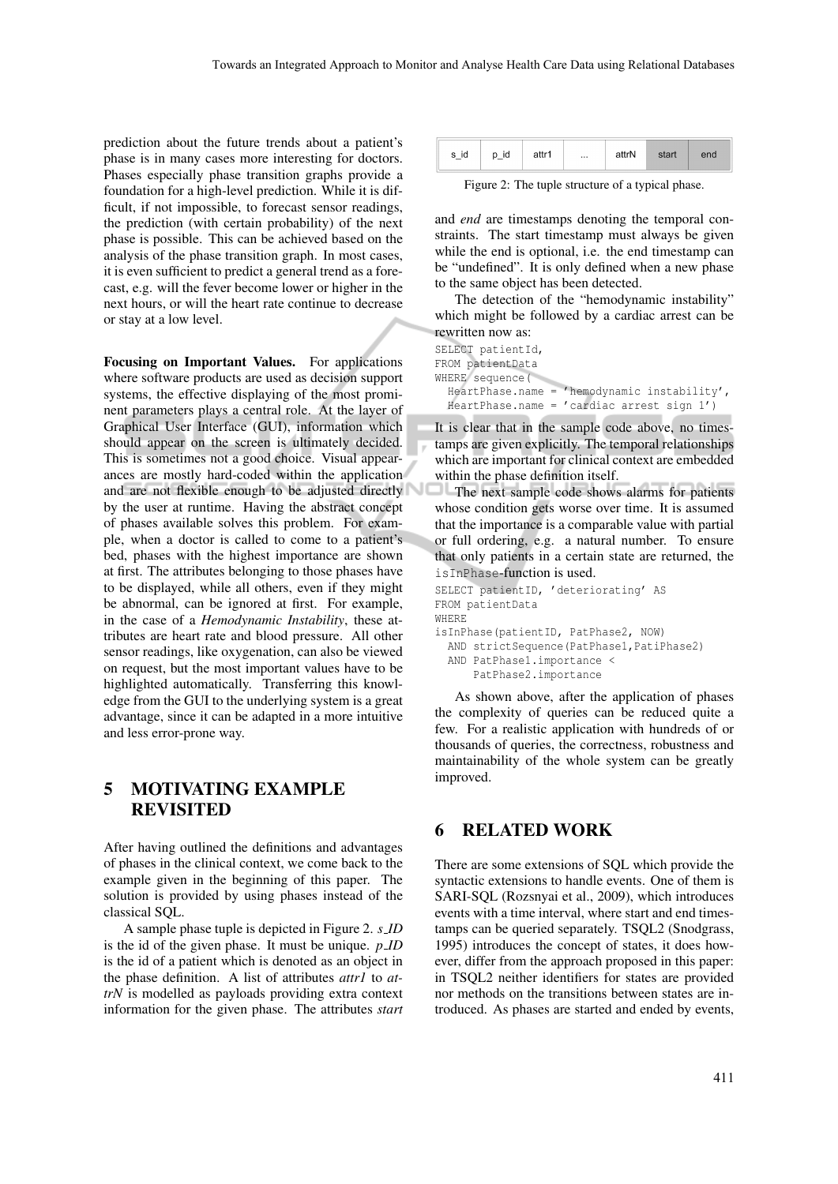prediction about the future trends about a patient's phase is in many cases more interesting for doctors. Phases especially phase transition graphs provide a foundation for a high-level prediction. While it is difficult, if not impossible, to forecast sensor readings, the prediction (with certain probability) of the next phase is possible. This can be achieved based on the analysis of the phase transition graph. In most cases, it is even sufficient to predict a general trend as a forecast, e.g. will the fever become lower or higher in the next hours, or will the heart rate continue to decrease or stay at a low level.

**Focusing on Important Values.** For applications where software products are used as decision support systems, the effective displaying of the most prominent parameters plays a central role. At the layer of Graphical User Interface (GUI), information which should appear on the screen is ultimately decided. This is sometimes not a good choice. Visual appearances are mostly hard-coded within the application and are not flexible enough to be adjusted directly by the user at runtime. Having the abstract concept of phases available solves this problem. For example, when a doctor is called to come to a patient's bed, phases with the highest importance are shown at first. The attributes belonging to those phases have to be displayed, while all others, even if they might be abnormal, can be ignored at first. For example, in the case of a *Hemodynamic Instability*, these attributes are heart rate and blood pressure. All other sensor readings, like oxygenation, can also be viewed on request, but the most important values have to be highlighted automatically. Transferring this knowledge from the GUI to the underlying system is a great advantage, since it can be adapted in a more intuitive and less error-prone way.

## 5 MOTIVATING EXAMPLE REVISITED

After having outlined the definitions and advantages of phases in the clinical context, we come back to the example given in the beginning of this paper. The solution is provided by using phases instead of the classical SQL.

A sample phase tuple is depicted in Figure 2. *s_ID* is the id of the given phase. It must be unique. *p_ID* is the id of a patient which is denoted as an object in the phase definition. A list of attributes *attr1* to *attrN* is modelled as payloads providing extra context information for the given phase. The attributes *start* and *end* are timestamps denoting the temporal constraints. The start timestamp must always be given while the end is optional, i.e. the end timestamp can be "undefined". It is only defined when a new phase to the same object has been detected.

| s_id | p_id | attr1 | ... | attrN | start | end |
|---|---|---|---|---|---|---|

Figure 2: The tuple structure of a typical phase.

The detection of the "hemodynamic instability" which might be followed by a cardiac arrest can be rewritten now as:

```
SELECT patientId,
FROM patientData
WHERE sequence(
  HeartPhase.name = 'hemodynamic instability',
  HeartPhase.name = 'cardiac arrest sign 1')
```

It is clear that in the sample code above, no timestamps are given explicitly. The temporal relationships which are important for clinical context are embedded within the phase definition itself.

The next sample code shows alarms for patients whose condition gets worse over time. It is assumed that the importance is a comparable value with partial or full ordering, e.g. a natural number. To ensure that only patients in a certain state are returned, the `isInPhase`-function is used.

```
SELECT patientID, 'deteriorating' AS
FROM patientData
WHERE
isInPhase(patientID, PatPhase2, NOW)
  AND strictSequence(PatPhase1,PatiPhase2)
  AND PatPhase1.importance <
      PatPhase2.importance
```

As shown above, after the application of phases the complexity of queries can be reduced quite a few. For a realistic application with hundreds of or thousands of queries, the correctness, robustness and maintainability of the whole system can be greatly improved.

## 6 RELATED WORK

There are some extensions of SQL which provide the syntactic extensions to handle events. One of them is SARI-SQL (Rozsnyai et al., 2009), which introduces events with a time interval, where start and end timestamps can be queried separately. TSQL2 (Snodgrass, 1995) introduces the concept of states, it does however, differ from the approach proposed in this paper: in TSQL2 neither identifiers for states are provided nor methods on the transitions between states are introduced. As phases are started and ended by events,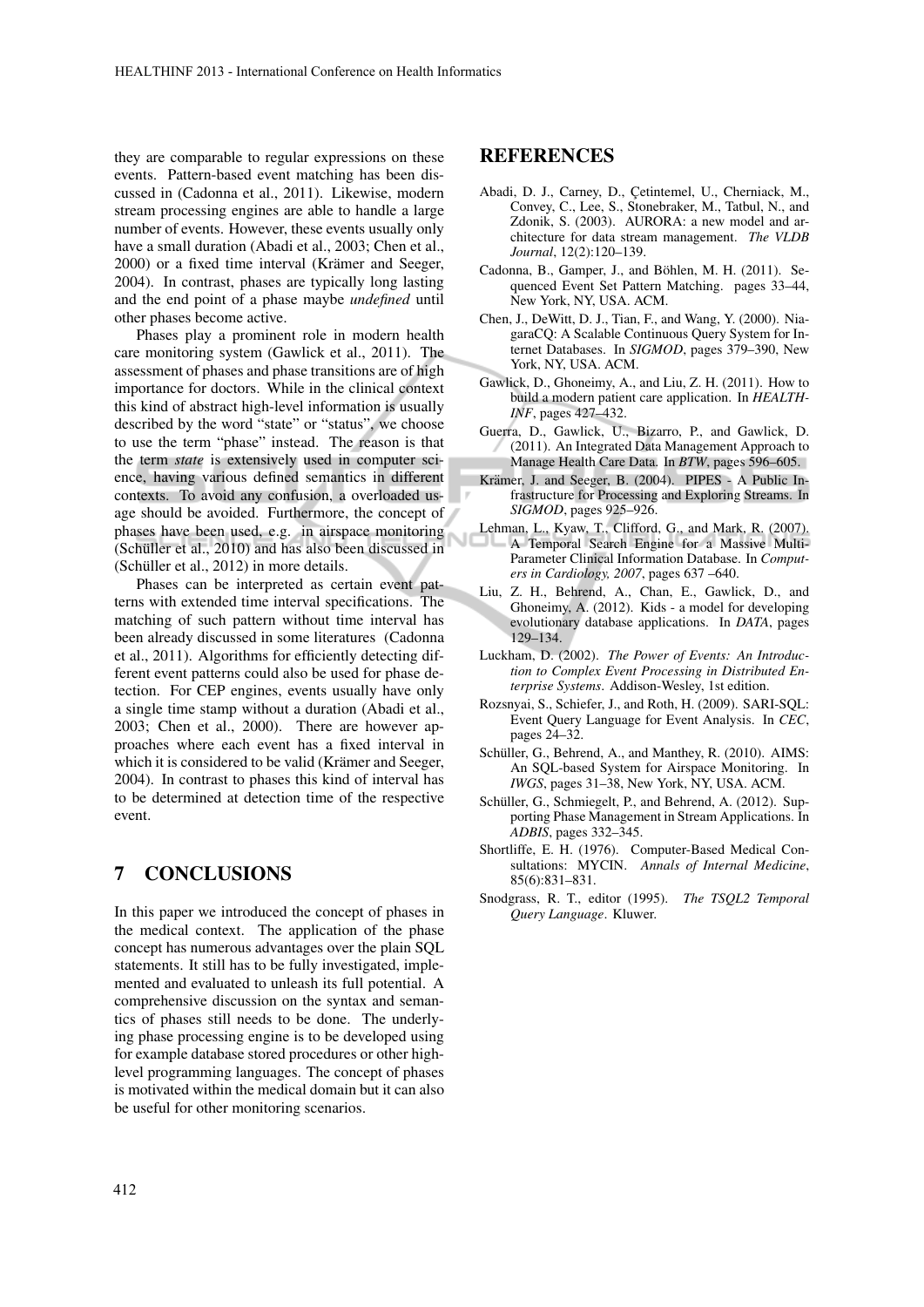they are comparable to regular expressions on these events. Pattern-based event matching has been discussed in (Cadonna et al., 2011). Likewise, modern stream processing engines are able to handle a large number of events. However, these events usually only have a small duration (Abadi et al., 2003; Chen et al., 2000) or a fixed time interval (Krämer and Seeger, 2004). In contrast, phases are typically long lasting and the end point of a phase maybe *undefined* until other phases become active.

Phases play a prominent role in modern health care monitoring system (Gawlick et al., 2011). The assessment of phases and phase transitions are of high importance for doctors. While in the clinical context this kind of abstract high-level information is usually described by the word "state" or "status", we choose to use the term "phase" instead. The reason is that the term *state* is extensively used in computer science, having various defined semantics in different contexts. To avoid any confusion, a overloaded usage should be avoided. Furthermore, the concept of phases have been used, e.g. in airspace monitoring (Schüller et al., 2010) and has also been discussed in (Schüller et al., 2012) in more details.

Phases can be interpreted as certain event patterns with extended time interval specifications. The matching of such pattern without time interval has been already discussed in some literatures (Cadonna et al., 2011). Algorithms for efficiently detecting different event patterns could also be used for phase detection. For CEP engines, events usually have only a single time stamp without a duration (Abadi et al., 2003; Chen et al., 2000). There are however approaches where each event has a fixed interval in which it is considered to be valid (Krämer and Seeger, 2004). In contrast to phases this kind of interval has to be determined at detection time of the respective event.

## 7 CONCLUSIONS

In this paper we introduced the concept of phases in the medical context. The application of the phase concept has numerous advantages over the plain SQL statements. It still has to be fully investigated, implemented and evaluated to unleash its full potential. A comprehensive discussion on the syntax and semantics of phases still needs to be done. The underlying phase processing engine is to be developed using for example database stored procedures or other high-level programming languages. The concept of phases is motivated within the medical domain but it can also be useful for other monitoring scenarios.

## REFERENCES

Abadi, D. J., Carney, D., Çetintemel, U., Cherniack, M., Convey, C., Lee, S., Stonebraker, M., Tatbul, N., and Zdonik, S. (2003). AURORA: a new model and architecture for data stream management. *The VLDB Journal*, 12(2):120–139.

Cadonna, B., Gamper, J., and Böhlen, M. H. (2011). Sequenced Event Set Pattern Matching. pages 33–44, New York, NY, USA. ACM.

Chen, J., DeWitt, D. J., Tian, F., and Wang, Y. (2000). NiagaraCQ: A Scalable Continuous Query System for Internet Databases. In *SIGMOD*, pages 379–390, New York, NY, USA. ACM.

Gawlick, D., Ghoneimy, A., and Liu, Z. H. (2011). How to build a modern patient care application. In *HEALTHINF*, pages 427–432.

Guerra, D., Gawlick, U., Bizarro, P., and Gawlick, D. (2011). An Integrated Data Management Approach to Manage Health Care Data. In *BTW*, pages 596–605.

Krämer, J. and Seeger, B. (2004). PIPES - A Public Infrastructure for Processing and Exploring Streams. In *SIGMOD*, pages 925–926.

Lehman, L., Kyaw, T., Clifford, G., and Mark, R. (2007). A Temporal Search Engine for a Massive Multi-Parameter Clinical Information Database. In *Computers in Cardiology, 2007*, pages 637 –640.

Liu, Z. H., Behrend, A., Chan, E., Gawlick, D., and Ghoneimy, A. (2012). Kids - a model for developing evolutionary database applications. In *DATA*, pages 129–134.

Luckham, D. (2002). *The Power of Events: An Introduction to Complex Event Processing in Distributed Enterprise Systems*. Addison-Wesley, 1st edition.

Rozsnyai, S., Schiefer, J., and Roth, H. (2009). SARI-SQL: Event Query Language for Event Analysis. In *CEC*, pages 24–32.

Schüller, G., Behrend, A., and Manthey, R. (2010). AIMS: An SQL-based System for Airspace Monitoring. In *IWGS*, pages 31–38, New York, NY, USA. ACM.

Schüller, G., Schmiegelt, P., and Behrend, A. (2012). Supporting Phase Management in Stream Applications. In *ADBIS*, pages 332–345.

Shortliffe, E. H. (1976). Computer-Based Medical Consultations: MYCIN. *Annals of Internal Medicine*, 85(6):831–831.

Snodgrass, R. T., editor (1995). *The TSQL2 Temporal Query Language*. Kluwer.